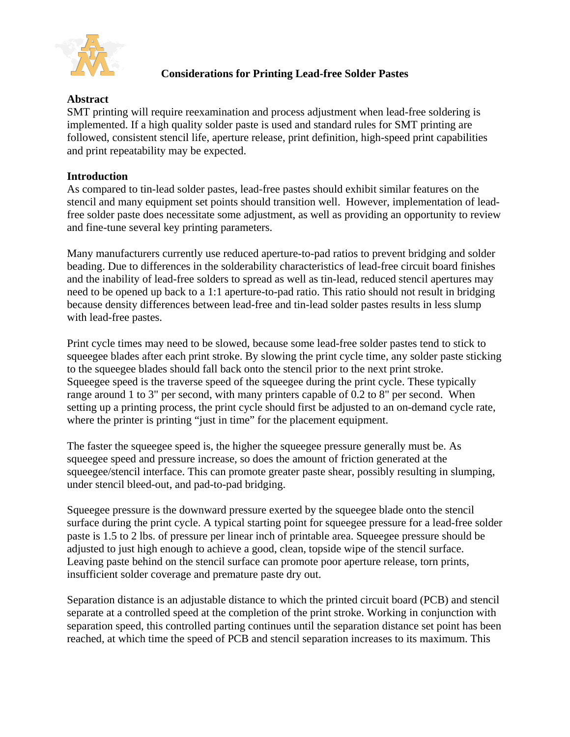# Considerations for Printing Lead-free Solder Pastes

## Abstract

SMT printing will require reexamination and process adjustment when lead-free soldering is implemented. If a high quality solder paste is used and standard rules for SMT printing are followed, consistent stencil life, aperture release, print definition, high-speed print capabilities and print repeatability may be expected.

## Introduction

As compared to tin-lead solder pastes, lead-free pastes should exhibit similar features on the stencil and many equipment set points should transition well. However, implementation of lead-free solder paste does necessitate some adjustment, as well as providing an opportunity to review and fine-tune several key printing parameters.

Many manufacturers currently use reduced aperture-to-pad ratios to prevent bridging and solder beading. Due to differences in the solderability characteristics of lead-free circuit board finishes and the inability of lead-free solders to spread as well as tin-lead, reduced stencil apertures may need to be opened up back to a 1:1 aperture-to-pad ratio. This ratio should not result in bridging because density differences between lead-free and tin-lead solder pastes results in less slump with lead-free pastes.

Print cycle times may need to be slowed, because some lead-free solder pastes tend to stick to squeegee blades after each print stroke. By slowing the print cycle time, any solder paste sticking to the squeegee blades should fall back onto the stencil prior to the next print stroke. Squeegee speed is the traverse speed of the squeegee during the print cycle. These typically range around 1 to 3" per second, with many printers capable of 0.2 to 8" per second. When setting up a printing process, the print cycle should first be adjusted to an on-demand cycle rate, where the printer is printing "just in time" for the placement equipment.

The faster the squeegee speed is, the higher the squeegee pressure generally must be. As squeegee speed and pressure increase, so does the amount of friction generated at the squeegee/stencil interface. This can promote greater paste shear, possibly resulting in slumping, under stencil bleed-out, and pad-to-pad bridging.

Squeegee pressure is the downward pressure exerted by the squeegee blade onto the stencil surface during the print cycle. A typical starting point for squeegee pressure for a lead-free solder paste is 1.5 to 2 lbs. of pressure per linear inch of printable area. Squeegee pressure should be adjusted to just high enough to achieve a good, clean, topside wipe of the stencil surface. Leaving paste behind on the stencil surface can promote poor aperture release, torn prints, insufficient solder coverage and premature paste dry out.

Separation distance is an adjustable distance to which the printed circuit board (PCB) and stencil separate at a controlled speed at the completion of the print stroke. Working in conjunction with separation speed, this controlled parting continues until the separation distance set point has been reached, at which time the speed of PCB and stencil separation increases to its maximum. This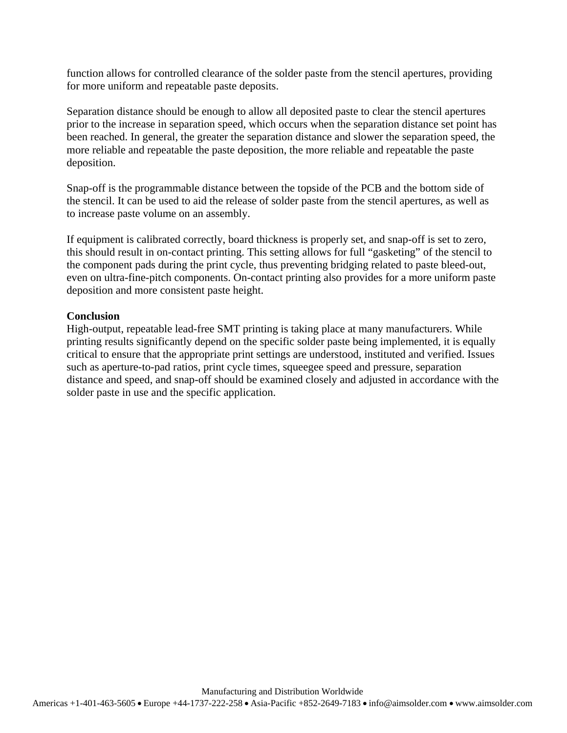function allows for controlled clearance of the solder paste from the stencil apertures, providing for more uniform and repeatable paste deposits.

Separation distance should be enough to allow all deposited paste to clear the stencil apertures prior to the increase in separation speed, which occurs when the separation distance set point has been reached. In general, the greater the separation distance and slower the separation speed, the more reliable and repeatable the paste deposition, the more reliable and repeatable the paste deposition.

Snap-off is the programmable distance between the topside of the PCB and the bottom side of the stencil. It can be used to aid the release of solder paste from the stencil apertures, as well as to increase paste volume on an assembly.

If equipment is calibrated correctly, board thickness is properly set, and snap-off is set to zero, this should result in on-contact printing. This setting allows for full "gasketing" of the stencil to the component pads during the print cycle, thus preventing bridging related to paste bleed-out, even on ultra-fine-pitch components. On-contact printing also provides for a more uniform paste deposition and more consistent paste height.

**Conclusion**

High-output, repeatable lead-free SMT printing is taking place at many manufacturers. While printing results significantly depend on the specific solder paste being implemented, it is equally critical to ensure that the appropriate print settings are understood, instituted and verified. Issues such as aperture-to-pad ratios, print cycle times, squeegee speed and pressure, separation distance and speed, and snap-off should be examined closely and adjusted in accordance with the solder paste in use and the specific application.